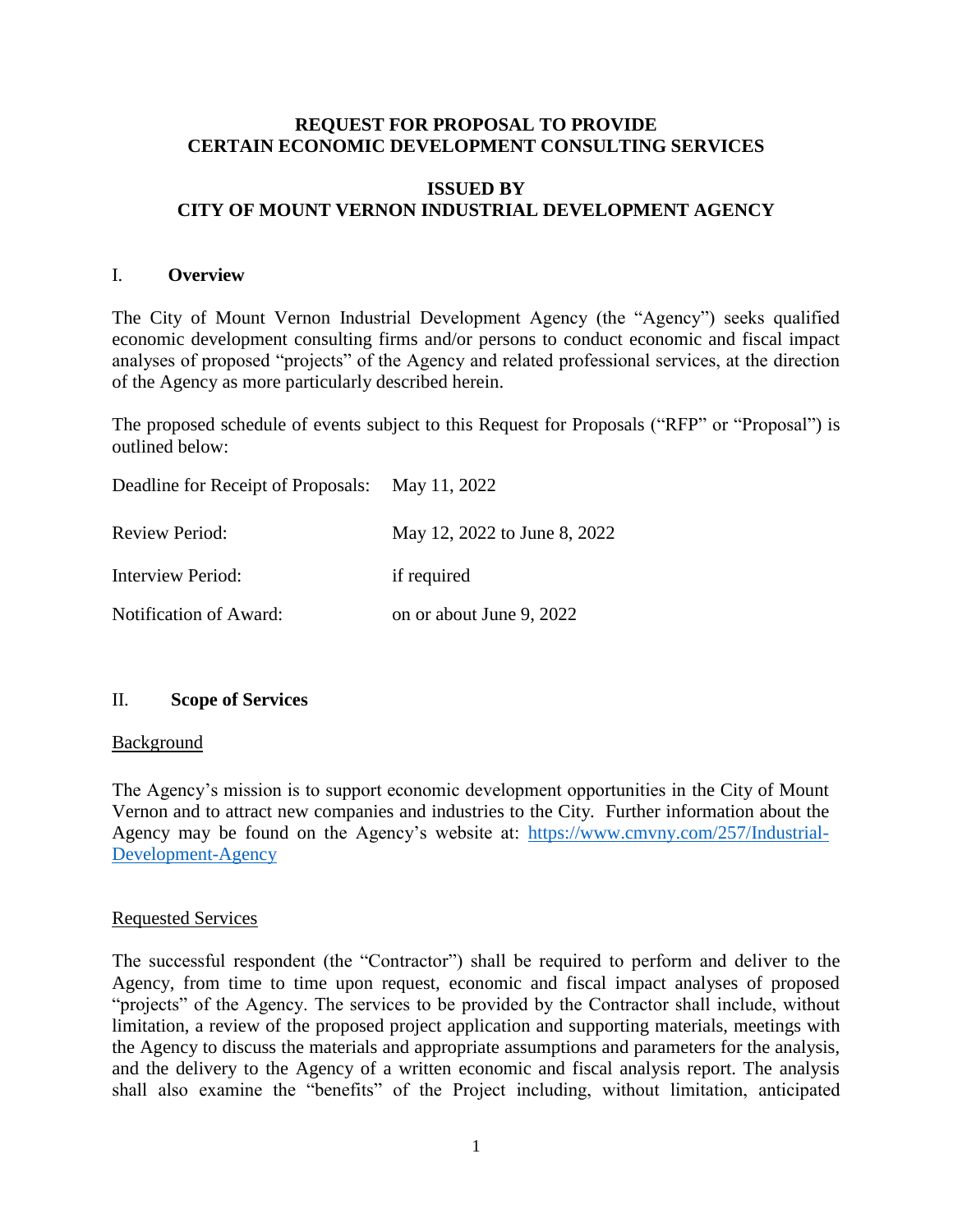# REQUEST FOR PROPOSAL TO PROVIDE CERTAIN ECONOMIC DEVELOPMENT CONSULTING SERVICES

## ISSUED BY CITY OF MOUNT VERNON INDUSTRIAL DEVELOPMENT AGENCY

## I. Overview

The City of Mount Vernon Industrial Development Agency (the "Agency") seeks qualified economic development consulting firms and/or persons to conduct economic and fiscal impact analyses of proposed "projects" of the Agency and related professional services, at the direction of the Agency as more particularly described herein.

The proposed schedule of events subject to this Request for Proposals ("RFP" or "Proposal") is outlined below:

| | |
|---|---|
| Deadline for Receipt of Proposals: | May 11, 2022 |
| Review Period: | May 12, 2022 to June 8, 2022 |
| Interview Period: | if required |
| Notification of Award: | on or about June 9, 2022 |

## II. Scope of Services

### Background

The Agency's mission is to support economic development opportunities in the City of Mount Vernon and to attract new companies and industries to the City. Further information about the Agency may be found on the Agency's website at: [https://www.cmvny.com/257/Industrial-Development-Agency](https://www.cmvny.com/257/Industrial-Development-Agency)

### Requested Services

The successful respondent (the "Contractor") shall be required to perform and deliver to the Agency, from time to time upon request, economic and fiscal impact analyses of proposed "projects" of the Agency. The services to be provided by the Contractor shall include, without limitation, a review of the proposed project application and supporting materials, meetings with the Agency to discuss the materials and appropriate assumptions and parameters for the analysis, and the delivery to the Agency of a written economic and fiscal analysis report. The analysis shall also examine the "benefits" of the Project including, without limitation, anticipated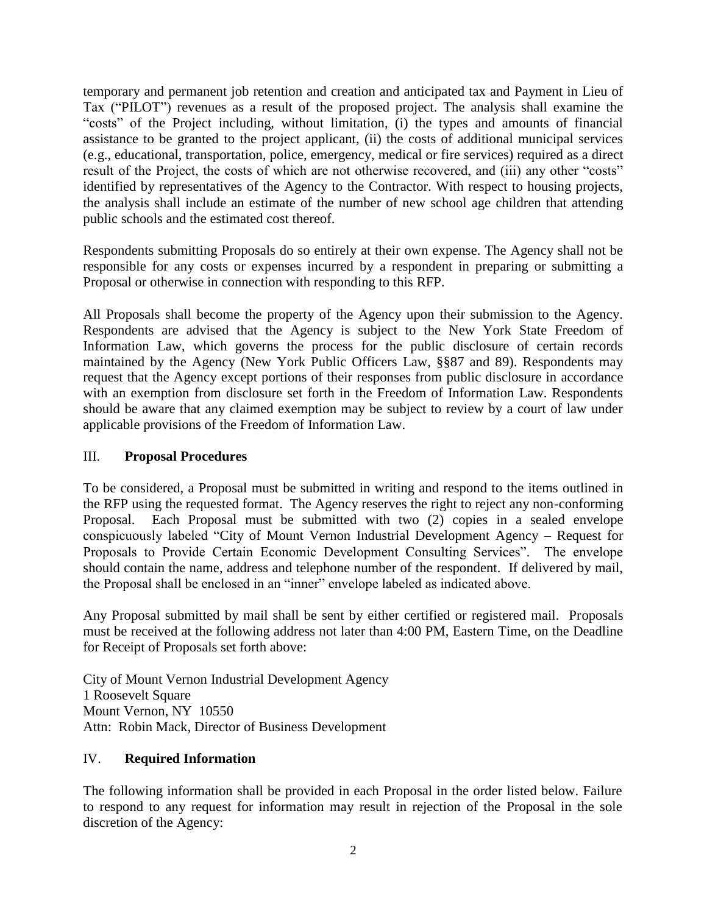temporary and permanent job retention and creation and anticipated tax and Payment in Lieu of Tax ("PILOT") revenues as a result of the proposed project. The analysis shall examine the "costs" of the Project including, without limitation, (i) the types and amounts of financial assistance to be granted to the project applicant, (ii) the costs of additional municipal services (e.g., educational, transportation, police, emergency, medical or fire services) required as a direct result of the Project, the costs of which are not otherwise recovered, and (iii) any other "costs" identified by representatives of the Agency to the Contractor. With respect to housing projects, the analysis shall include an estimate of the number of new school age children that attending public schools and the estimated cost thereof.

Respondents submitting Proposals do so entirely at their own expense. The Agency shall not be responsible for any costs or expenses incurred by a respondent in preparing or submitting a Proposal or otherwise in connection with responding to this RFP.

All Proposals shall become the property of the Agency upon their submission to the Agency. Respondents are advised that the Agency is subject to the New York State Freedom of Information Law, which governs the process for the public disclosure of certain records maintained by the Agency (New York Public Officers Law, §§87 and 89). Respondents may request that the Agency except portions of their responses from public disclosure in accordance with an exemption from disclosure set forth in the Freedom of Information Law. Respondents should be aware that any claimed exemption may be subject to review by a court of law under applicable provisions of the Freedom of Information Law.

## III. **Proposal Procedures**

To be considered, a Proposal must be submitted in writing and respond to the items outlined in the RFP using the requested format. The Agency reserves the right to reject any non-conforming Proposal. Each Proposal must be submitted with two (2) copies in a sealed envelope conspicuously labeled "City of Mount Vernon Industrial Development Agency – Request for Proposals to Provide Certain Economic Development Consulting Services". The envelope should contain the name, address and telephone number of the respondent. If delivered by mail, the Proposal shall be enclosed in an "inner" envelope labeled as indicated above.

Any Proposal submitted by mail shall be sent by either certified or registered mail. Proposals must be received at the following address not later than 4:00 PM, Eastern Time, on the Deadline for Receipt of Proposals set forth above:

City of Mount Vernon Industrial Development Agency
1 Roosevelt Square
Mount Vernon, NY 10550
Attn: Robin Mack, Director of Business Development

## IV. **Required Information**

The following information shall be provided in each Proposal in the order listed below. Failure to respond to any request for information may result in rejection of the Proposal in the sole discretion of the Agency: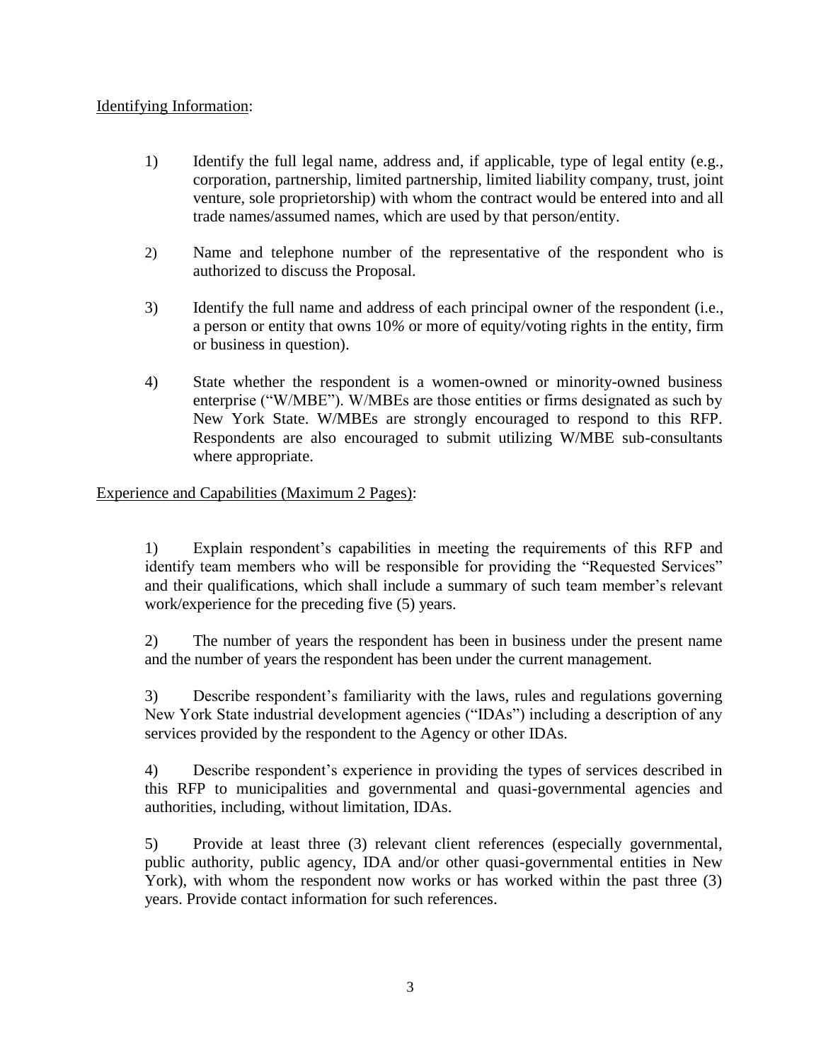<u>Identifying Information</u>:

1) Identify the full legal name, address and, if applicable, type of legal entity (e.g., corporation, partnership, limited partnership, limited liability company, trust, joint venture, sole proprietorship) with whom the contract would be entered into and all trade names/assumed names, which are used by that person/entity.

2) Name and telephone number of the representative of the respondent who is authorized to discuss the Proposal.

3) Identify the full name and address of each principal owner of the respondent (i.e., a person or entity that owns 10% or more of equity/voting rights in the entity, firm or business in question).

4) State whether the respondent is a women-owned or minority-owned business enterprise ("W/MBE"). W/MBEs are those entities or firms designated as such by New York State. W/MBEs are strongly encouraged to respond to this RFP. Respondents are also encouraged to submit utilizing W/MBE sub-consultants where appropriate.

<u>Experience and Capabilities (Maximum 2 Pages)</u>:

1) Explain respondent's capabilities in meeting the requirements of this RFP and identify team members who will be responsible for providing the "Requested Services" and their qualifications, which shall include a summary of such team member's relevant work/experience for the preceding five (5) years.

2) The number of years the respondent has been in business under the present name and the number of years the respondent has been under the current management.

3) Describe respondent's familiarity with the laws, rules and regulations governing New York State industrial development agencies ("IDAs") including a description of any services provided by the respondent to the Agency or other IDAs.

4) Describe respondent's experience in providing the types of services described in this RFP to municipalities and governmental and quasi-governmental agencies and authorities, including, without limitation, IDAs.

5) Provide at least three (3) relevant client references (especially governmental, public authority, public agency, IDA and/or other quasi-governmental entities in New York), with whom the respondent now works or has worked within the past three (3) years. Provide contact information for such references.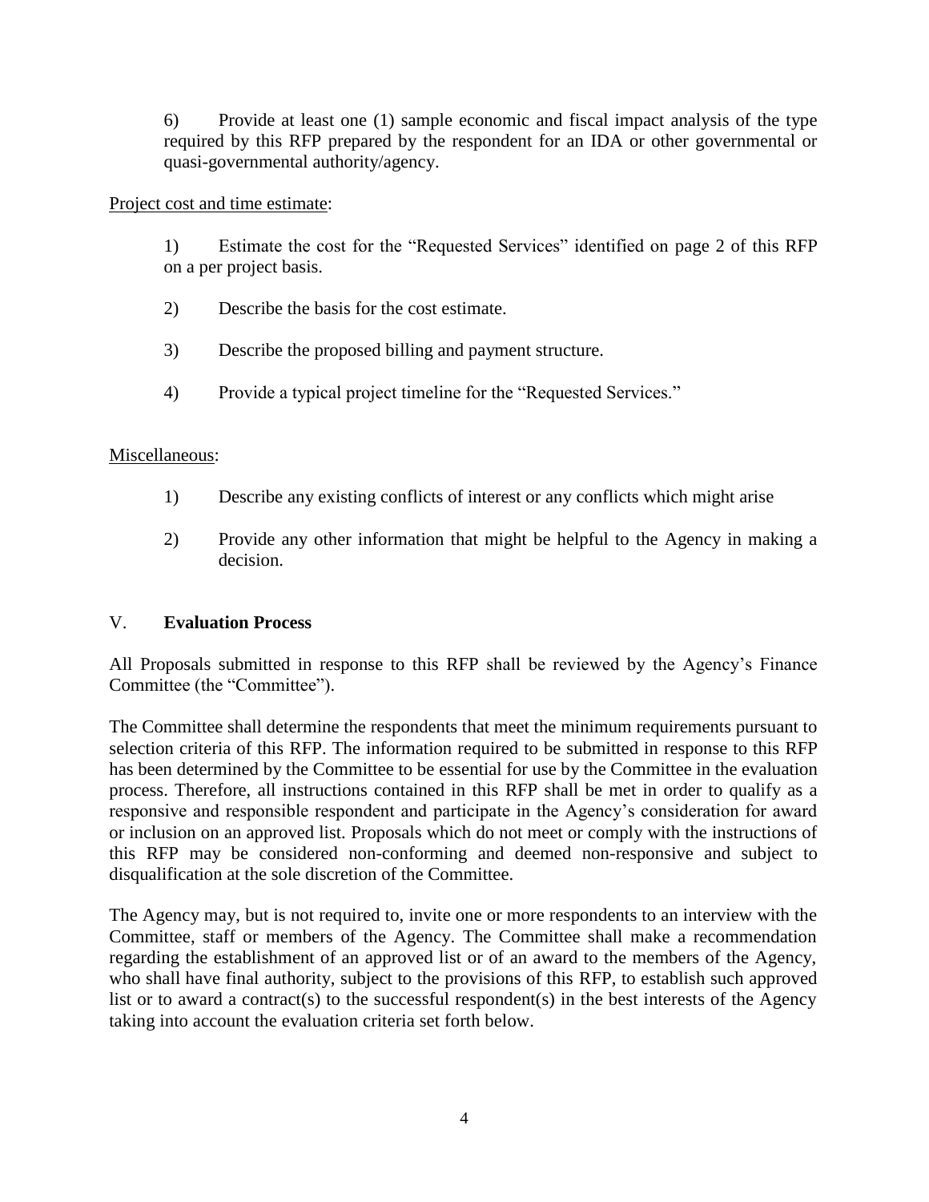6) Provide at least one (1) sample economic and fiscal impact analysis of the type required by this RFP prepared by the respondent for an IDA or other governmental or quasi-governmental authority/agency.

Project cost and time estimate:

1) Estimate the cost for the "Requested Services" identified on page 2 of this RFP on a per project basis.

2) Describe the basis for the cost estimate.

3) Describe the proposed billing and payment structure.

4) Provide a typical project timeline for the "Requested Services."

Miscellaneous:

1) Describe any existing conflicts of interest or any conflicts which might arise

2) Provide any other information that might be helpful to the Agency in making a decision.

## V. **Evaluation Process**

All Proposals submitted in response to this RFP shall be reviewed by the Agency's Finance Committee (the "Committee").

The Committee shall determine the respondents that meet the minimum requirements pursuant to selection criteria of this RFP. The information required to be submitted in response to this RFP has been determined by the Committee to be essential for use by the Committee in the evaluation process. Therefore, all instructions contained in this RFP shall be met in order to qualify as a responsive and responsible respondent and participate in the Agency's consideration for award or inclusion on an approved list. Proposals which do not meet or comply with the instructions of this RFP may be considered non-conforming and deemed non-responsive and subject to disqualification at the sole discretion of the Committee.

The Agency may, but is not required to, invite one or more respondents to an interview with the Committee, staff or members of the Agency. The Committee shall make a recommendation regarding the establishment of an approved list or of an award to the members of the Agency, who shall have final authority, subject to the provisions of this RFP, to establish such approved list or to award a contract(s) to the successful respondent(s) in the best interests of the Agency taking into account the evaluation criteria set forth below.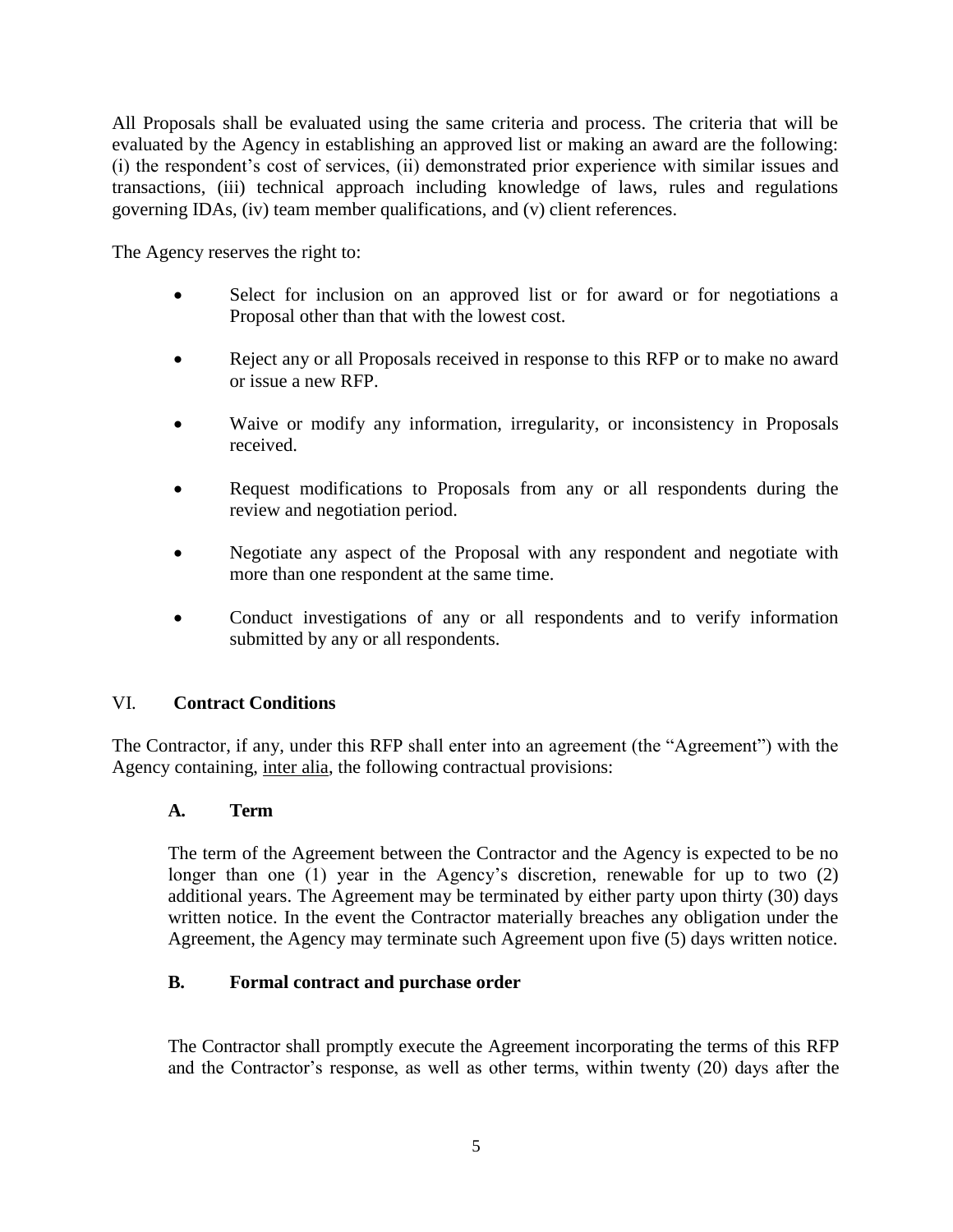All Proposals shall be evaluated using the same criteria and process. The criteria that will be evaluated by the Agency in establishing an approved list or making an award are the following: (i) the respondent's cost of services, (ii) demonstrated prior experience with similar issues and transactions, (iii) technical approach including knowledge of laws, rules and regulations governing IDAs, (iv) team member qualifications, and (v) client references.

The Agency reserves the right to:

- Select for inclusion on an approved list or for award or for negotiations a Proposal other than that with the lowest cost.
- Reject any or all Proposals received in response to this RFP or to make no award or issue a new RFP.
- Waive or modify any information, irregularity, or inconsistency in Proposals received.
- Request modifications to Proposals from any or all respondents during the review and negotiation period.
- Negotiate any aspect of the Proposal with any respondent and negotiate with more than one respondent at the same time.
- Conduct investigations of any or all respondents and to verify information submitted by any or all respondents.

## VI. **Contract Conditions**

The Contractor, if any, under this RFP shall enter into an agreement (the "Agreement") with the Agency containing, inter alia, the following contractual provisions:

### A. **Term**

The term of the Agreement between the Contractor and the Agency is expected to be no longer than one (1) year in the Agency's discretion, renewable for up to two (2) additional years. The Agreement may be terminated by either party upon thirty (30) days written notice. In the event the Contractor materially breaches any obligation under the Agreement, the Agency may terminate such Agreement upon five (5) days written notice.

### B. **Formal contract and purchase order**

The Contractor shall promptly execute the Agreement incorporating the terms of this RFP and the Contractor's response, as well as other terms, within twenty (20) days after the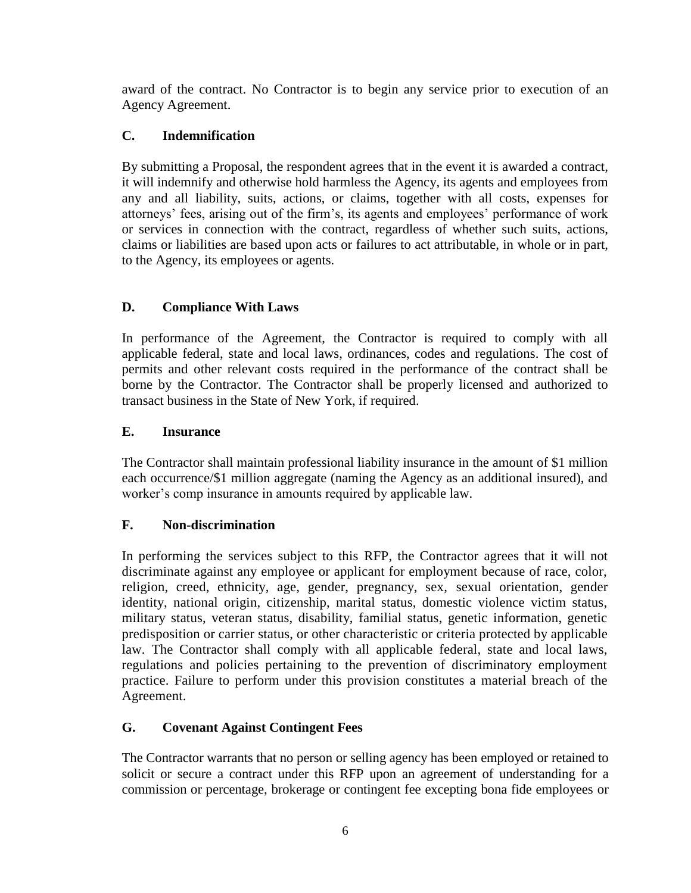award of the contract. No Contractor is to begin any service prior to execution of an Agency Agreement.

### C. Indemnification

By submitting a Proposal, the respondent agrees that in the event it is awarded a contract, it will indemnify and otherwise hold harmless the Agency, its agents and employees from any and all liability, suits, actions, or claims, together with all costs, expenses for attorneys' fees, arising out of the firm's, its agents and employees' performance of work or services in connection with the contract, regardless of whether such suits, actions, claims or liabilities are based upon acts or failures to act attributable, in whole or in part, to the Agency, its employees or agents.

### D. Compliance With Laws

In performance of the Agreement, the Contractor is required to comply with all applicable federal, state and local laws, ordinances, codes and regulations. The cost of permits and other relevant costs required in the performance of the contract shall be borne by the Contractor. The Contractor shall be properly licensed and authorized to transact business in the State of New York, if required.

### E. Insurance

The Contractor shall maintain professional liability insurance in the amount of $1 million each occurrence/$1 million aggregate (naming the Agency as an additional insured), and worker's comp insurance in amounts required by applicable law.

### F. Non-discrimination

In performing the services subject to this RFP, the Contractor agrees that it will not discriminate against any employee or applicant for employment because of race, color, religion, creed, ethnicity, age, gender, pregnancy, sex, sexual orientation, gender identity, national origin, citizenship, marital status, domestic violence victim status, military status, veteran status, disability, familial status, genetic information, genetic predisposition or carrier status, or other characteristic or criteria protected by applicable law. The Contractor shall comply with all applicable federal, state and local laws, regulations and policies pertaining to the prevention of discriminatory employment practice. Failure to perform under this provision constitutes a material breach of the Agreement.

### G. Covenant Against Contingent Fees

The Contractor warrants that no person or selling agency has been employed or retained to solicit or secure a contract under this RFP upon an agreement of understanding for a commission or percentage, brokerage or contingent fee excepting bona fide employees or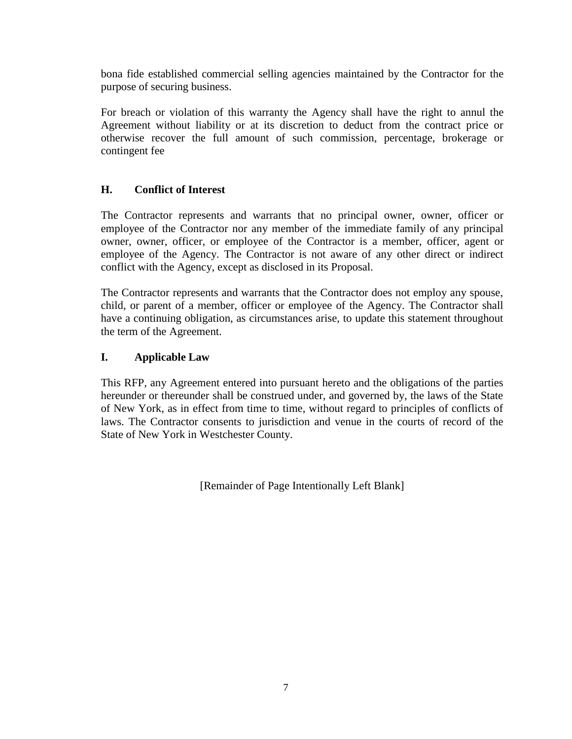bona fide established commercial selling agencies maintained by the Contractor for the purpose of securing business.

For breach or violation of this warranty the Agency shall have the right to annul the Agreement without liability or at its discretion to deduct from the contract price or otherwise recover the full amount of such commission, percentage, brokerage or contingent fee

## H. Conflict of Interest

The Contractor represents and warrants that no principal owner, owner, officer or employee of the Contractor nor any member of the immediate family of any principal owner, owner, officer, or employee of the Contractor is a member, officer, agent or employee of the Agency. The Contractor is not aware of any other direct or indirect conflict with the Agency, except as disclosed in its Proposal.

The Contractor represents and warrants that the Contractor does not employ any spouse, child, or parent of a member, officer or employee of the Agency. The Contractor shall have a continuing obligation, as circumstances arise, to update this statement throughout the term of the Agreement.

## I. Applicable Law

This RFP, any Agreement entered into pursuant hereto and the obligations of the parties hereunder or thereunder shall be construed under, and governed by, the laws of the State of New York, as in effect from time to time, without regard to principles of conflicts of laws. The Contractor consents to jurisdiction and venue in the courts of record of the State of New York in Westchester County.

[Remainder of Page Intentionally Left Blank]